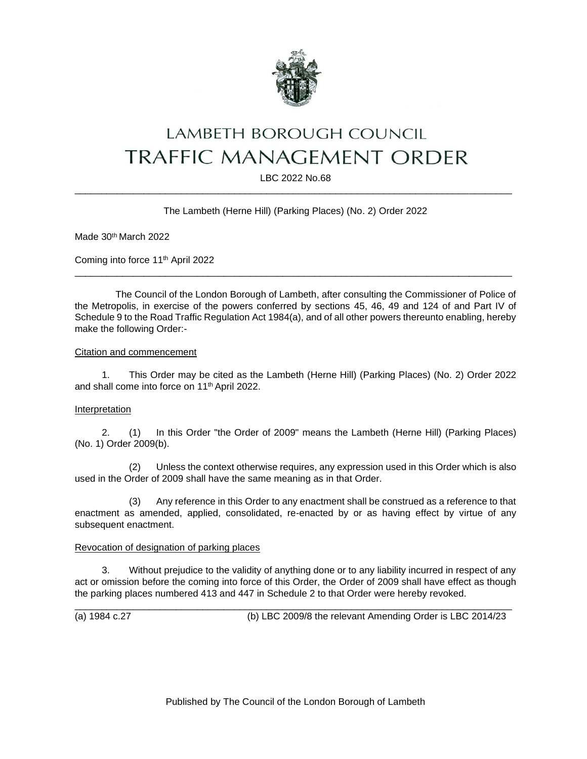# LAMBETH BOROUGH COUNCIL

# TRAFFIC MANAGEMENT ORDER

LBC 2022 No.68

---

The Lambeth (Herne Hill) (Parking Places) (No. 2) Order 2022

Made 30th March 2022

Coming into force 11th April 2022

---

The Council of the London Borough of Lambeth, after consulting the Commissioner of Police of the Metropolis, in exercise of the powers conferred by sections 45, 46, 49 and 124 of and Part IV of Schedule 9 to the Road Traffic Regulation Act 1984(a), and of all other powers thereunto enabling, hereby make the following Order:-

## Citation and commencement

1. This Order may be cited as the Lambeth (Herne Hill) (Parking Places) (No. 2) Order 2022 and shall come into force on 11th April 2022.

## Interpretation

2. (1) In this Order "the Order of 2009" means the Lambeth (Herne Hill) (Parking Places) (No. 1) Order 2009(b).

(2) Unless the context otherwise requires, any expression used in this Order which is also used in the Order of 2009 shall have the same meaning as in that Order.

(3) Any reference in this Order to any enactment shall be construed as a reference to that enactment as amended, applied, consolidated, re-enacted by or as having effect by virtue of any subsequent enactment.

## Revocation of designation of parking places

3. Without prejudice to the validity of anything done or to any liability incurred in respect of any act or omission before the coming into force of this Order, the Order of 2009 shall have effect as though the parking places numbered 413 and 447 in Schedule 2 to that Order were hereby revoked.

---

(a) 1984 c.27 (b) LBC 2009/8 the relevant Amending Order is LBC 2014/23

Published by The Council of the London Borough of Lambeth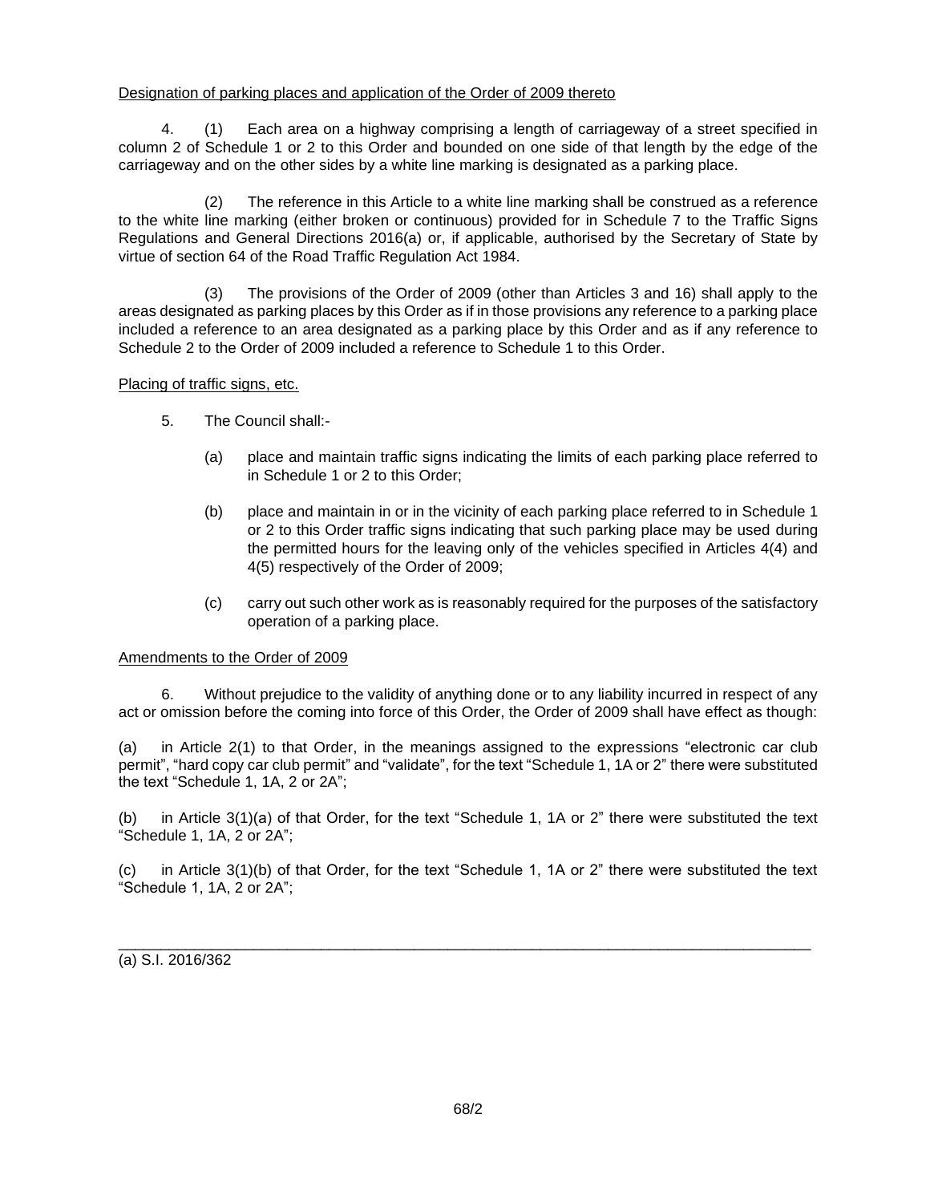Designation of parking places and application of the Order of 2009 thereto

4. (1) Each area on a highway comprising a length of carriageway of a street specified in column 2 of Schedule 1 or 2 to this Order and bounded on one side of that length by the edge of the carriageway and on the other sides by a white line marking is designated as a parking place.

(2) The reference in this Article to a white line marking shall be construed as a reference to the white line marking (either broken or continuous) provided for in Schedule 7 to the Traffic Signs Regulations and General Directions 2016(a) or, if applicable, authorised by the Secretary of State by virtue of section 64 of the Road Traffic Regulation Act 1984.

(3) The provisions of the Order of 2009 (other than Articles 3 and 16) shall apply to the areas designated as parking places by this Order as if in those provisions any reference to a parking place included a reference to an area designated as a parking place by this Order and as if any reference to Schedule 2 to the Order of 2009 included a reference to Schedule 1 to this Order.

Placing of traffic signs, etc.

5. The Council shall:-

(a) place and maintain traffic signs indicating the limits of each parking place referred to in Schedule 1 or 2 to this Order;

(b) place and maintain in or in the vicinity of each parking place referred to in Schedule 1 or 2 to this Order traffic signs indicating that such parking place may be used during the permitted hours for the leaving only of the vehicles specified in Articles 4(4) and 4(5) respectively of the Order of 2009;

(c) carry out such other work as is reasonably required for the purposes of the satisfactory operation of a parking place.

Amendments to the Order of 2009

6. Without prejudice to the validity of anything done or to any liability incurred in respect of any act or omission before the coming into force of this Order, the Order of 2009 shall have effect as though:

(a) in Article 2(1) to that Order, in the meanings assigned to the expressions "electronic car club permit", "hard copy car club permit" and "validate", for the text "Schedule 1, 1A or 2" there were substituted the text "Schedule 1, 1A, 2 or 2A";

(b) in Article 3(1)(a) of that Order, for the text "Schedule 1, 1A or 2" there were substituted the text "Schedule 1, 1A, 2 or 2A";

(c) in Article 3(1)(b) of that Order, for the text "Schedule 1, 1A or 2" there were substituted the text "Schedule 1, 1A, 2 or 2A";

---

(a) S.I. 2016/362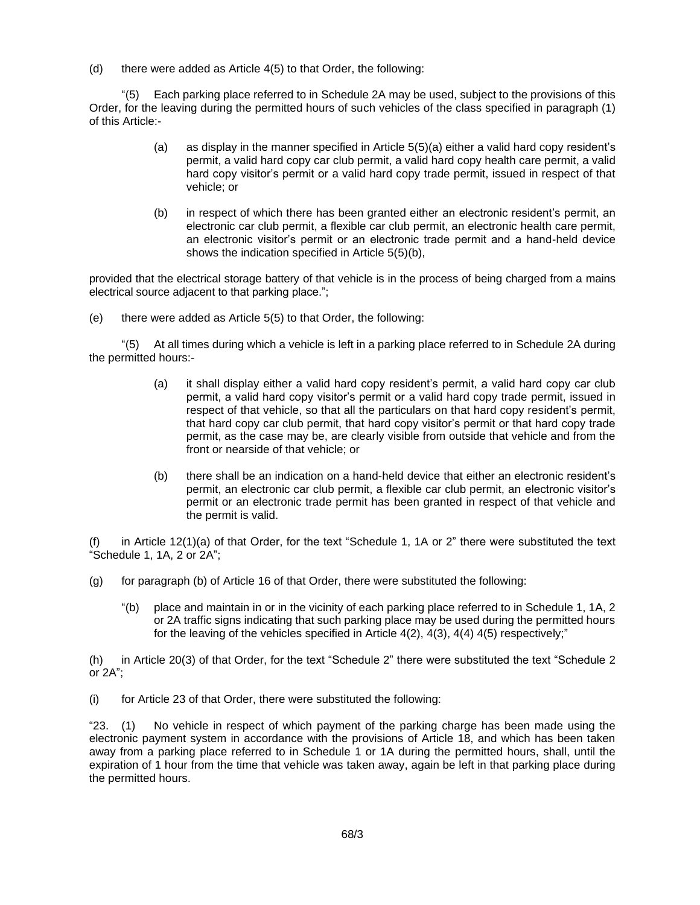(d) there were added as Article 4(5) to that Order, the following:

"(5) Each parking place referred to in Schedule 2A may be used, subject to the provisions of this Order, for the leaving during the permitted hours of such vehicles of the class specified in paragraph (1) of this Article:-

> (a) as display in the manner specified in Article 5(5)(a) either a valid hard copy resident's permit, a valid hard copy car club permit, a valid hard copy health care permit, a valid hard copy visitor's permit or a valid hard copy trade permit, issued in respect of that vehicle; or
>
> (b) in respect of which there has been granted either an electronic resident's permit, an electronic car club permit, a flexible car club permit, an electronic health care permit, an electronic visitor's permit or an electronic trade permit and a hand-held device shows the indication specified in Article 5(5)(b),

provided that the electrical storage battery of that vehicle is in the process of being charged from a mains electrical source adjacent to that parking place.";

(e) there were added as Article 5(5) to that Order, the following:

"(5) At all times during which a vehicle is left in a parking place referred to in Schedule 2A during the permitted hours:-

> (a) it shall display either a valid hard copy resident's permit, a valid hard copy car club permit, a valid hard copy visitor's permit or a valid hard copy trade permit, issued in respect of that vehicle, so that all the particulars on that hard copy resident's permit, that hard copy car club permit, that hard copy visitor's permit or that hard copy trade permit, as the case may be, are clearly visible from outside that vehicle and from the front or nearside of that vehicle; or
>
> (b) there shall be an indication on a hand-held device that either an electronic resident's permit, an electronic car club permit, a flexible car club permit, an electronic visitor's permit or an electronic trade permit has been granted in respect of that vehicle and the permit is valid.

(f) in Article 12(1)(a) of that Order, for the text "Schedule 1, 1A or 2" there were substituted the text "Schedule 1, 1A, 2 or 2A";

(g) for paragraph (b) of Article 16 of that Order, there were substituted the following:

> "(b) place and maintain in or in the vicinity of each parking place referred to in Schedule 1, 1A, 2 or 2A traffic signs indicating that such parking place may be used during the permitted hours for the leaving of the vehicles specified in Article 4(2), 4(3), 4(4) 4(5) respectively;"

(h) in Article 20(3) of that Order, for the text "Schedule 2" there were substituted the text "Schedule 2 or 2A";

(i) for Article 23 of that Order, there were substituted the following:

"23. (1) No vehicle in respect of which payment of the parking charge has been made using the electronic payment system in accordance with the provisions of Article 18, and which has been taken away from a parking place referred to in Schedule 1 or 1A during the permitted hours, shall, until the expiration of 1 hour from the time that vehicle was taken away, again be left in that parking place during the permitted hours.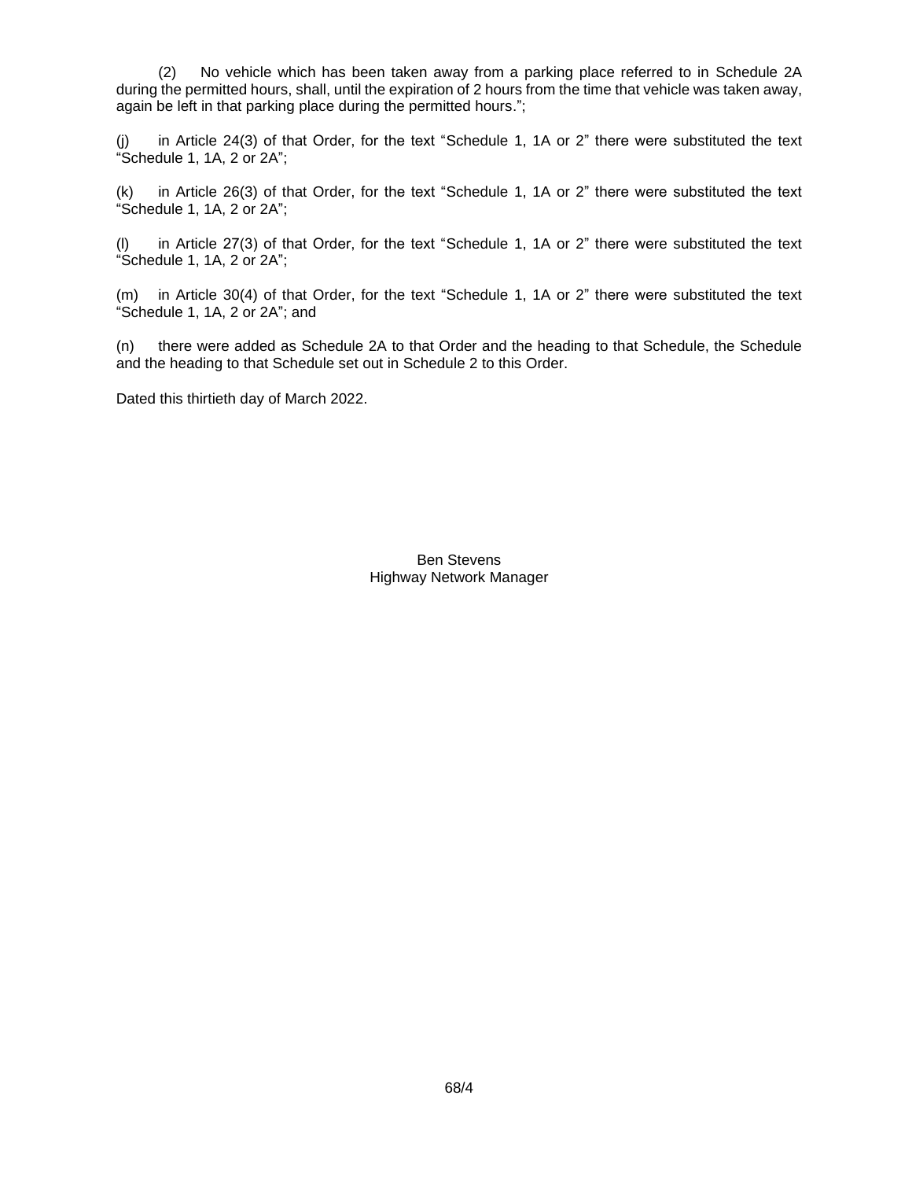(2) No vehicle which has been taken away from a parking place referred to in Schedule 2A during the permitted hours, shall, until the expiration of 2 hours from the time that vehicle was taken away, again be left in that parking place during the permitted hours.";

(j) in Article 24(3) of that Order, for the text "Schedule 1, 1A or 2" there were substituted the text "Schedule 1, 1A, 2 or 2A";

(k) in Article 26(3) of that Order, for the text "Schedule 1, 1A or 2" there were substituted the text "Schedule 1, 1A, 2 or 2A";

(l) in Article 27(3) of that Order, for the text "Schedule 1, 1A or 2" there were substituted the text "Schedule 1, 1A, 2 or 2A";

(m) in Article 30(4) of that Order, for the text "Schedule 1, 1A or 2" there were substituted the text "Schedule 1, 1A, 2 or 2A"; and

(n) there were added as Schedule 2A to that Order and the heading to that Schedule, the Schedule and the heading to that Schedule set out in Schedule 2 to this Order.

Dated this thirtieth day of March 2022.

Ben Stevens
Highway Network Manager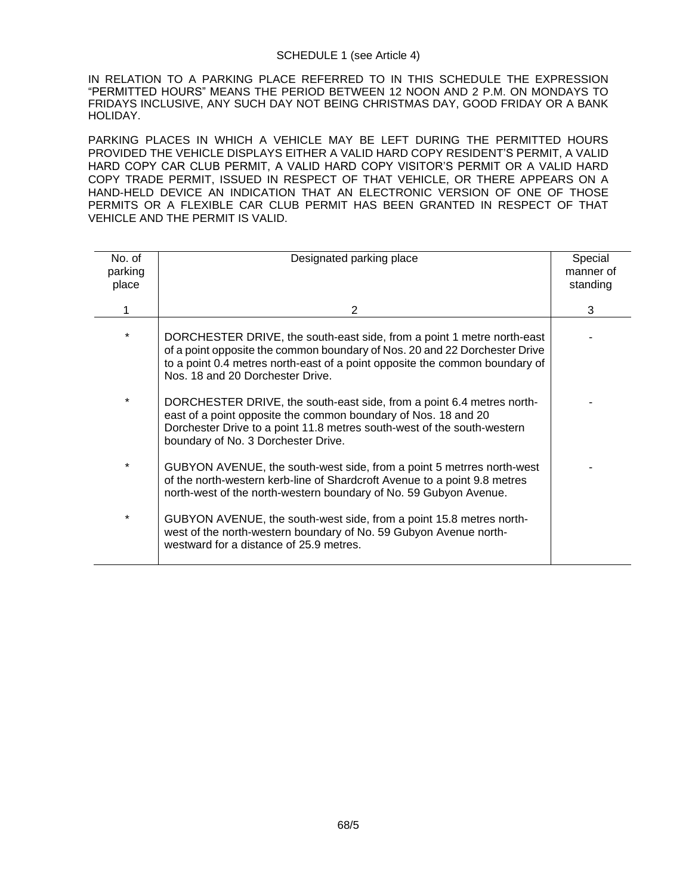SCHEDULE 1 (see Article 4)

IN RELATION TO A PARKING PLACE REFERRED TO IN THIS SCHEDULE THE EXPRESSION "PERMITTED HOURS" MEANS THE PERIOD BETWEEN 12 NOON AND 2 P.M. ON MONDAYS TO FRIDAYS INCLUSIVE, ANY SUCH DAY NOT BEING CHRISTMAS DAY, GOOD FRIDAY OR A BANK HOLIDAY.

PARKING PLACES IN WHICH A VEHICLE MAY BE LEFT DURING THE PERMITTED HOURS PROVIDED THE VEHICLE DISPLAYS EITHER A VALID HARD COPY RESIDENT'S PERMIT, A VALID HARD COPY CAR CLUB PERMIT, A VALID HARD COPY VISITOR'S PERMIT OR A VALID HARD COPY TRADE PERMIT, ISSUED IN RESPECT OF THAT VEHICLE, OR THERE APPEARS ON A HAND-HELD DEVICE AN INDICATION THAT AN ELECTRONIC VERSION OF ONE OF THOSE PERMITS OR A FLEXIBLE CAR CLUB PERMIT HAS BEEN GRANTED IN RESPECT OF THAT VEHICLE AND THE PERMIT IS VALID.

| No. of parking place | Designated parking place | Special manner of standing |
|---|---|---|
| 1 | 2 | 3 |
| * | DORCHESTER DRIVE, the south-east side, from a point 1 metre north-east of a point opposite the common boundary of Nos. 20 and 22 Dorchester Drive to a point 0.4 metres north-east of a point opposite the common boundary of Nos. 18 and 20 Dorchester Drive. | - |
| * | DORCHESTER DRIVE, the south-east side, from a point 6.4 metres north-east of a point opposite the common boundary of Nos. 18 and 20 Dorchester Drive to a point 11.8 metres south-west of the south-western boundary of No. 3 Dorchester Drive. | - |
| * | GUBYON AVENUE, the south-west side, from a point 5 metrres north-west of the north-western kerb-line of Shardcroft Avenue to a point 9.8 metres north-west of the north-western boundary of No. 59 Gubyon Avenue. | - |
| * | GUBYON AVENUE, the south-west side, from a point 15.8 metres north-west of the north-western boundary of No. 59 Gubyon Avenue north-westward for a distance of 25.9 metres. | |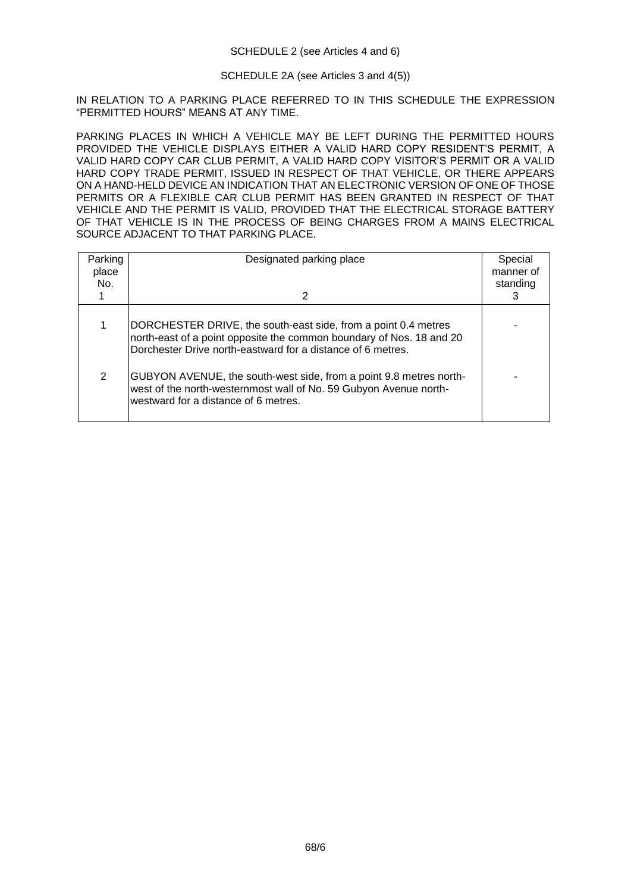SCHEDULE 2 (see Articles 4 and 6)

SCHEDULE 2A (see Articles 3 and 4(5))

IN RELATION TO A PARKING PLACE REFERRED TO IN THIS SCHEDULE THE EXPRESSION "PERMITTED HOURS" MEANS AT ANY TIME.

PARKING PLACES IN WHICH A VEHICLE MAY BE LEFT DURING THE PERMITTED HOURS PROVIDED THE VEHICLE DISPLAYS EITHER A VALID HARD COPY RESIDENT'S PERMIT, A VALID HARD COPY CAR CLUB PERMIT, A VALID HARD COPY VISITOR'S PERMIT OR A VALID HARD COPY TRADE PERMIT, ISSUED IN RESPECT OF THAT VEHICLE, OR THERE APPEARS ON A HAND-HELD DEVICE AN INDICATION THAT AN ELECTRONIC VERSION OF ONE OF THOSE PERMITS OR A FLEXIBLE CAR CLUB PERMIT HAS BEEN GRANTED IN RESPECT OF THAT VEHICLE AND THE PERMIT IS VALID, PROVIDED THAT THE ELECTRICAL STORAGE BATTERY OF THAT VEHICLE IS IN THE PROCESS OF BEING CHARGES FROM A MAINS ELECTRICAL SOURCE ADJACENT TO THAT PARKING PLACE.

| Parking place No. 1 | Designated parking place 2 | Special manner of standing 3 |
|---|---|---|
| 1 | DORCHESTER DRIVE, the south-east side, from a point 0.4 metres north-east of a point opposite the common boundary of Nos. 18 and 20 Dorchester Drive north-eastward for a distance of 6 metres. | - |
| 2 | GUBYON AVENUE, the south-west side, from a point 9.8 metres north-west of the north-westernmost wall of No. 59 Gubyon Avenue north-westward for a distance of 6 metres. | - |